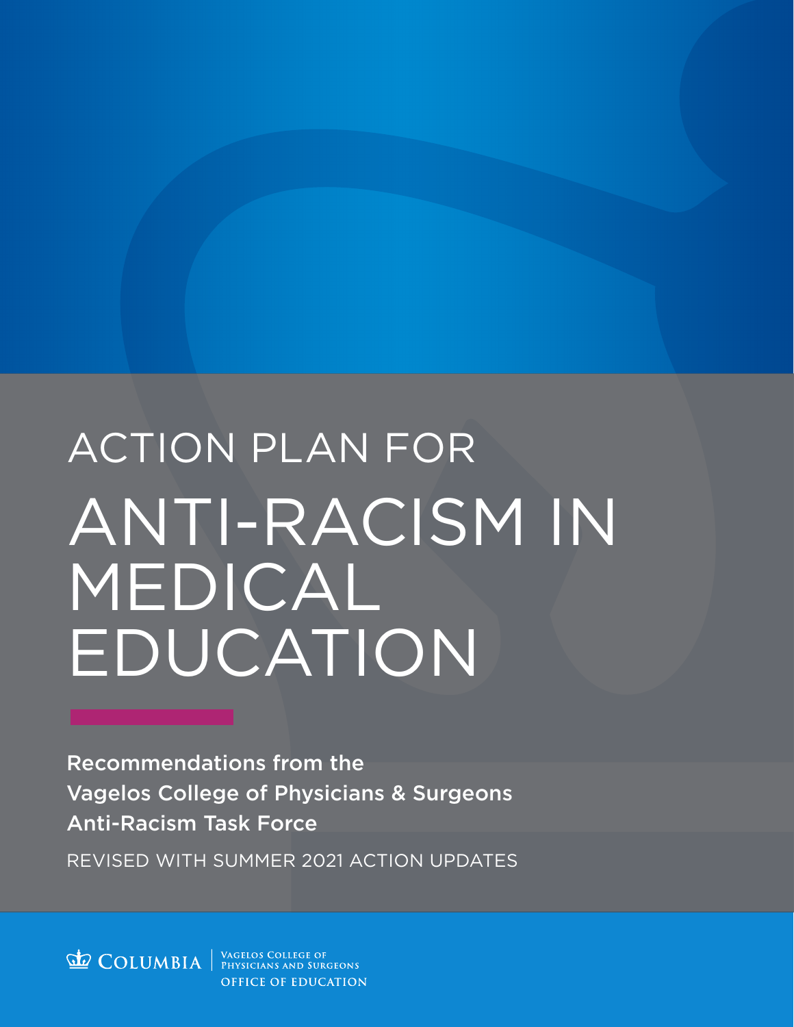# ACTION PLAN FOR ANTI-RACISM IN MEDICAL EDUCATION

**Recommendations from the Vagelos College of Physicians & Surgeons Anti-Racism Task Force**

REVISED WITH SUMMER 2021 ACTION UPDATES

COLUMBIA | VAGELOS COLLEGE OF PHYSICIANS AND SURGEONS
OFFICE OF EDUCATION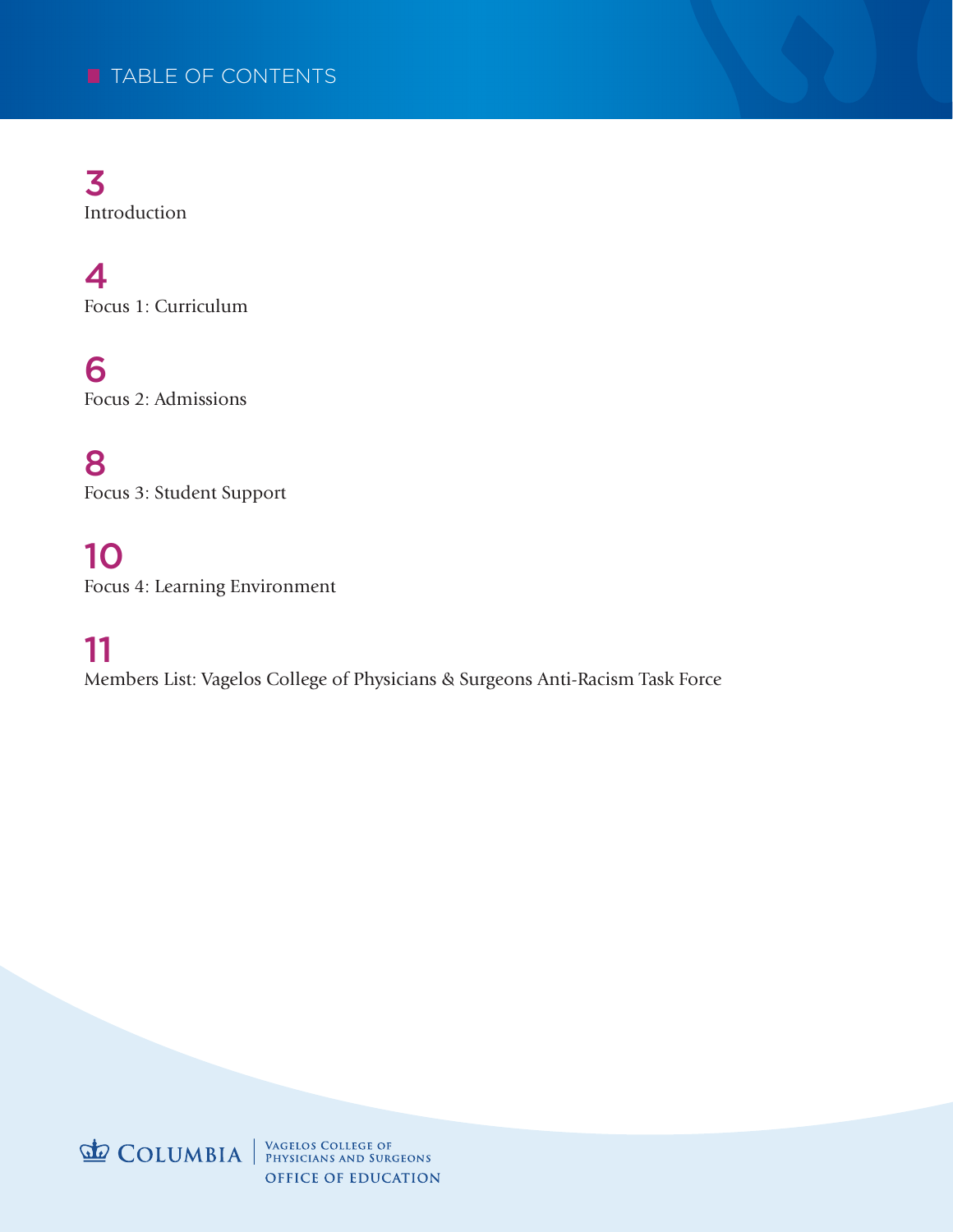# TABLE OF CONTENTS

**3**
Introduction

**4**
Focus 1: Curriculum

**6**
Focus 2: Admissions

**8**
Focus 3: Student Support

**10**
Focus 4: Learning Environment

**11**
Members List: Vagelos College of Physicians & Surgeons Anti-Racism Task Force

COLUMBIA | VAGELOS COLLEGE OF PHYSICIANS AND SURGEONS
OFFICE OF EDUCATION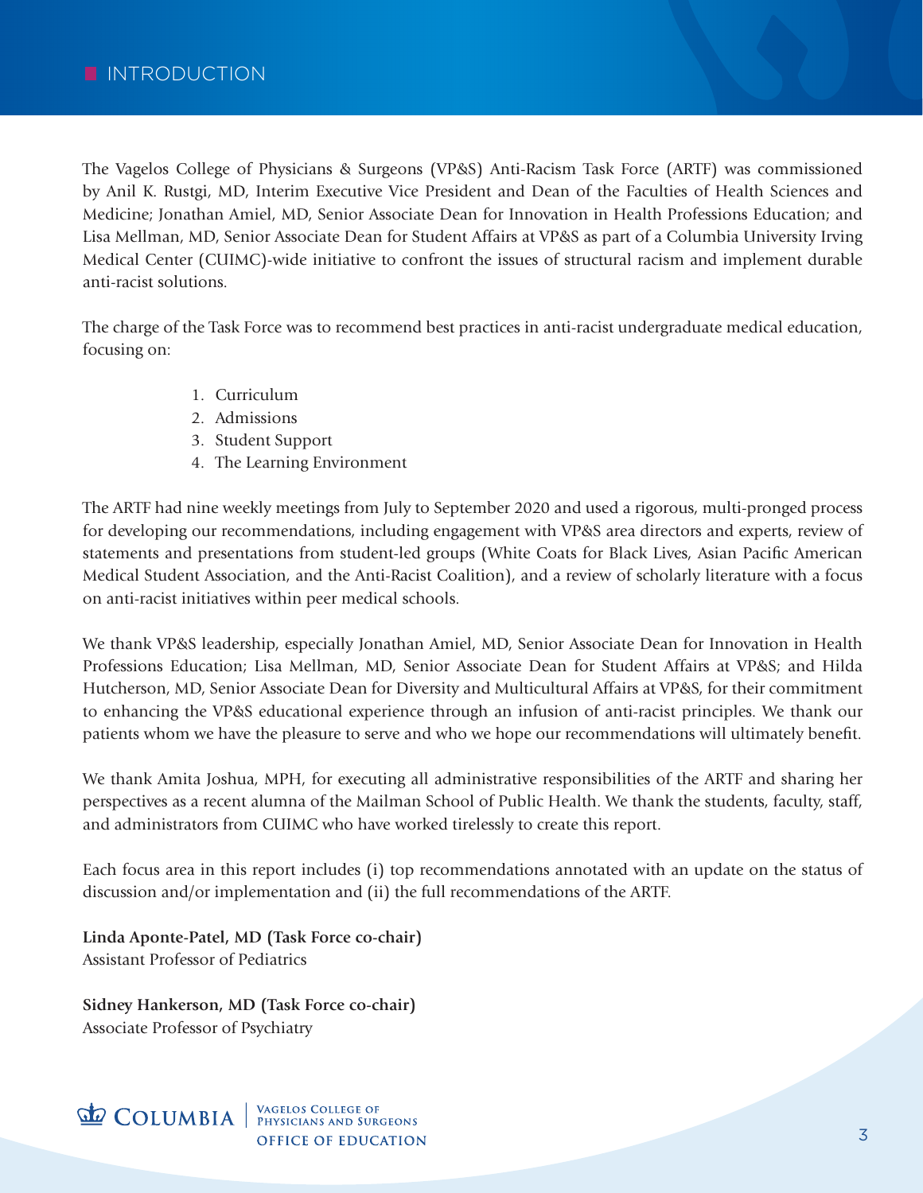# INTRODUCTION

The Vagelos College of Physicians & Surgeons (VP&S) Anti-Racism Task Force (ARTF) was commissioned by Anil K. Rustgi, MD, Interim Executive Vice President and Dean of the Faculties of Health Sciences and Medicine; Jonathan Amiel, MD, Senior Associate Dean for Innovation in Health Professions Education; and Lisa Mellman, MD, Senior Associate Dean for Student Affairs at VP&S as part of a Columbia University Irving Medical Center (CUIMC)-wide initiative to confront the issues of structural racism and implement durable anti-racist solutions.

The charge of the Task Force was to recommend best practices in anti-racist undergraduate medical education, focusing on:

1. Curriculum
2. Admissions
3. Student Support
4. The Learning Environment

The ARTF had nine weekly meetings from July to September 2020 and used a rigorous, multi-pronged process for developing our recommendations, including engagement with VP&S area directors and experts, review of statements and presentations from student-led groups (White Coats for Black Lives, Asian Pacific American Medical Student Association, and the Anti-Racist Coalition), and a review of scholarly literature with a focus on anti-racist initiatives within peer medical schools.

We thank VP&S leadership, especially Jonathan Amiel, MD, Senior Associate Dean for Innovation in Health Professions Education; Lisa Mellman, MD, Senior Associate Dean for Student Affairs at VP&S; and Hilda Hutcherson, MD, Senior Associate Dean for Diversity and Multicultural Affairs at VP&S, for their commitment to enhancing the VP&S educational experience through an infusion of anti-racist principles. We thank our patients whom we have the pleasure to serve and who we hope our recommendations will ultimately benefit.

We thank Amita Joshua, MPH, for executing all administrative responsibilities of the ARTF and sharing her perspectives as a recent alumna of the Mailman School of Public Health. We thank the students, faculty, staff, and administrators from CUIMC who have worked tirelessly to create this report.

Each focus area in this report includes (i) top recommendations annotated with an update on the status of discussion and/or implementation and (ii) the full recommendations of the ARTF.

**Linda Aponte-Patel, MD (Task Force co-chair)**
Assistant Professor of Pediatrics

**Sidney Hankerson, MD (Task Force co-chair)**
Associate Professor of Psychiatry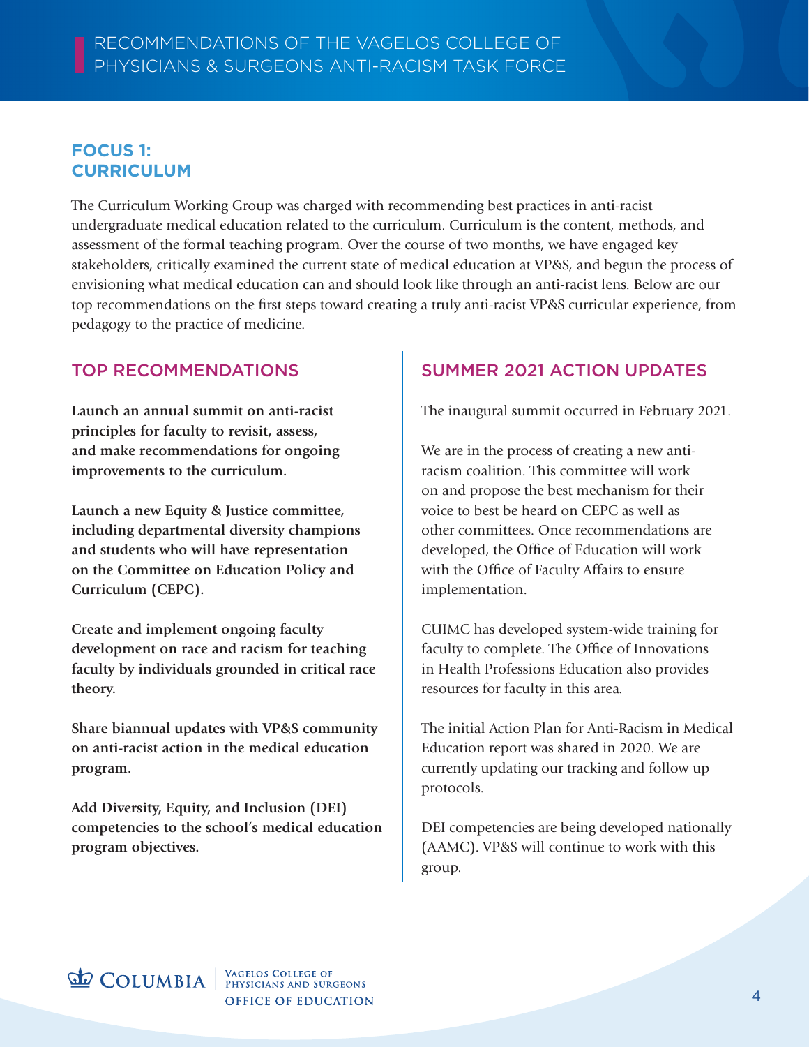# FOCUS 1: CURRICULUM

The Curriculum Working Group was charged with recommending best practices in anti-racist undergraduate medical education related to the curriculum. Curriculum is the content, methods, and assessment of the formal teaching program. Over the course of two months, we have engaged key stakeholders, critically examined the current state of medical education at VP&S, and begun the process of envisioning what medical education can and should look like through an anti-racist lens. Below are our top recommendations on the first steps toward creating a truly anti-racist VP&S curricular experience, from pedagogy to the practice of medicine.

## TOP RECOMMENDATIONS

**Launch an annual summit on anti-racist principles for faculty to revisit, assess, and make recommendations for ongoing improvements to the curriculum.**

**Launch a new Equity & Justice committee, including departmental diversity champions and students who will have representation on the Committee on Education Policy and Curriculum (CEPC).**

**Create and implement ongoing faculty development on race and racism for teaching faculty by individuals grounded in critical race theory.**

**Share biannual updates with VP&S community on anti-racist action in the medical education program.**

**Add Diversity, Equity, and Inclusion (DEI) competencies to the school's medical education program objectives.**

## SUMMER 2021 ACTION UPDATES

The inaugural summit occurred in February 2021.

We are in the process of creating a new anti-racism coalition. This committee will work on and propose the best mechanism for their voice to best be heard on CEPC as well as other committees. Once recommendations are developed, the Office of Education will work with the Office of Faculty Affairs to ensure implementation.

CUIMC has developed system-wide training for faculty to complete. The Office of Innovations in Health Professions Education also provides resources for faculty in this area.

The initial Action Plan for Anti-Racism in Medical Education report was shared in 2020. We are currently updating our tracking and follow up protocols.

DEI competencies are being developed nationally (AAMC). VP&S will continue to work with this group.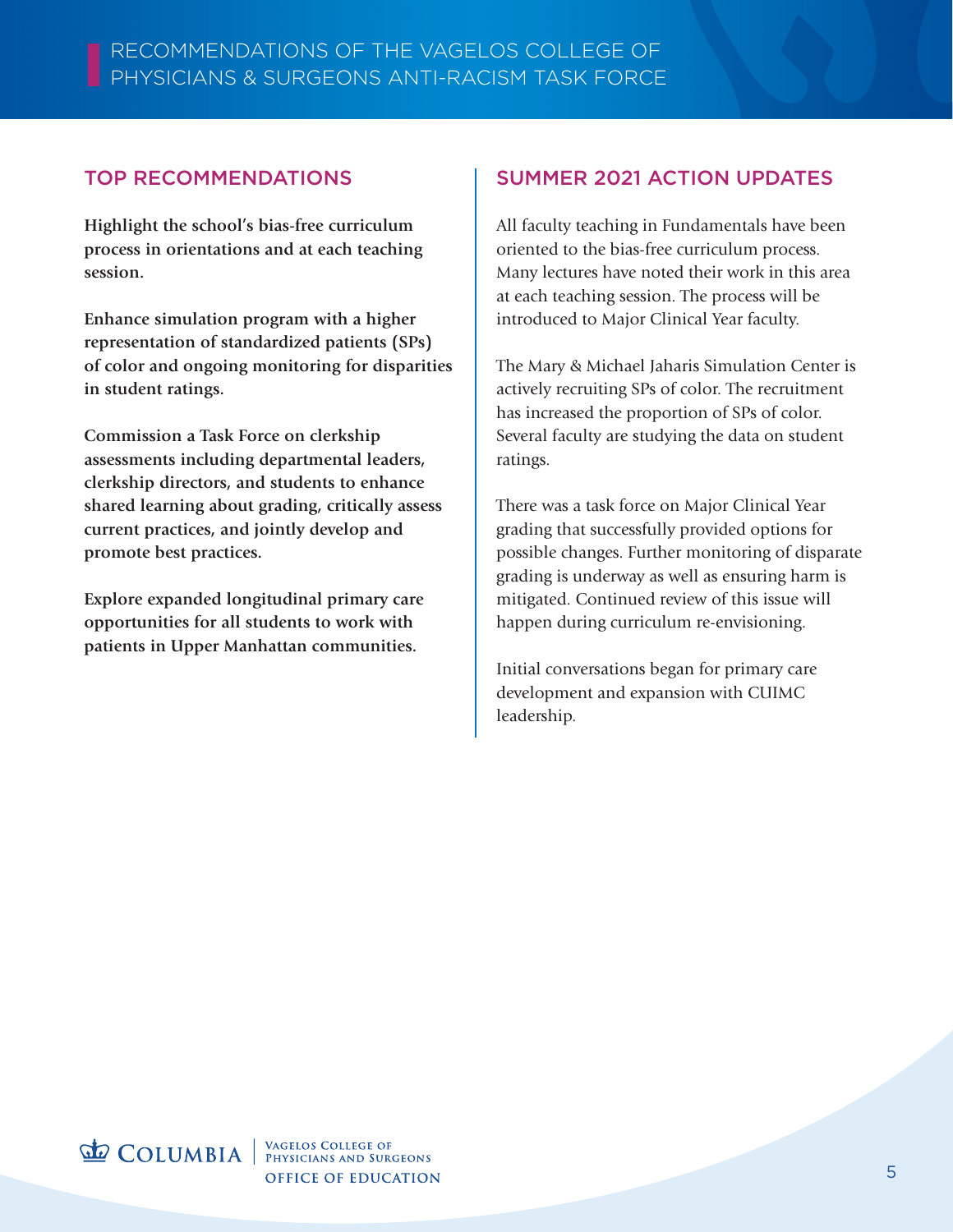# RECOMMENDATIONS OF THE VAGELOS COLLEGE OF PHYSICIANS & SURGEONS ANTI-RACISM TASK FORCE

## TOP RECOMMENDATIONS

**Highlight the school's bias-free curriculum process in orientations and at each teaching session.**

**Enhance simulation program with a higher representation of standardized patients (SPs) of color and ongoing monitoring for disparities in student ratings.**

**Commission a Task Force on clerkship assessments including departmental leaders, clerkship directors, and students to enhance shared learning about grading, critically assess current practices, and jointly develop and promote best practices.**

**Explore expanded longitudinal primary care opportunities for all students to work with patients in Upper Manhattan communities.**

## SUMMER 2021 ACTION UPDATES

All faculty teaching in Fundamentals have been oriented to the bias-free curriculum process. Many lectures have noted their work in this area at each teaching session. The process will be introduced to Major Clinical Year faculty.

The Mary & Michael Jaharis Simulation Center is actively recruiting SPs of color. The recruitment has increased the proportion of SPs of color. Several faculty are studying the data on student ratings.

There was a task force on Major Clinical Year grading that successfully provided options for possible changes. Further monitoring of disparate grading is underway as well as ensuring harm is mitigated. Continued review of this issue will happen during curriculum re-envisioning.

Initial conversations began for primary care development and expansion with CUIMC leadership.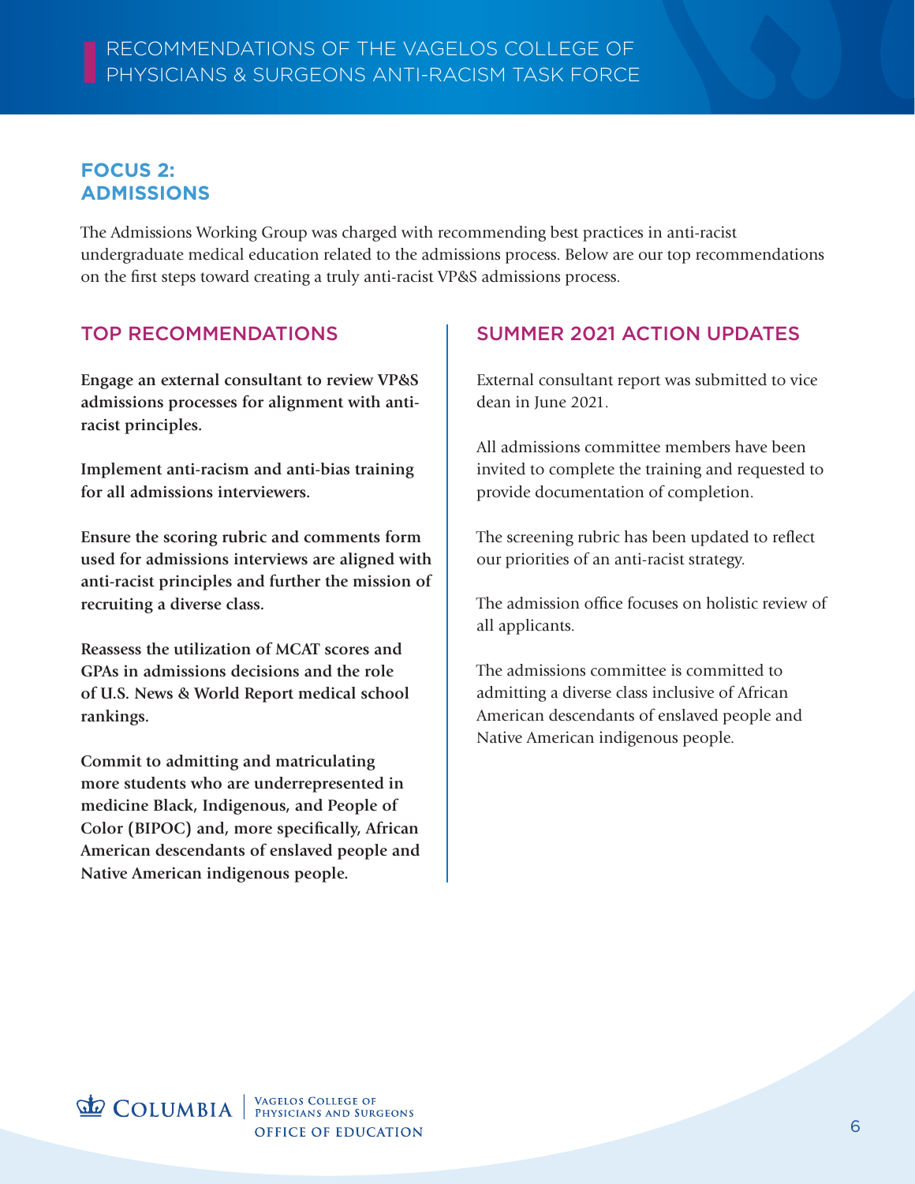## FOCUS 2: ADMISSIONS

The Admissions Working Group was charged with recommending best practices in anti-racist undergraduate medical education related to the admissions process. Below are our top recommendations on the first steps toward creating a truly anti-racist VP&S admissions process.

### TOP RECOMMENDATIONS

**Engage an external consultant to review VP&S admissions processes for alignment with anti-racist principles.**

**Implement anti-racism and anti-bias training for all admissions interviewers.**

**Ensure the scoring rubric and comments form used for admissions interviews are aligned with anti-racist principles and further the mission of recruiting a diverse class.**

**Reassess the utilization of MCAT scores and GPAs in admissions decisions and the role of U.S. News & World Report medical school rankings.**

**Commit to admitting and matriculating more students who are underrepresented in medicine Black, Indigenous, and People of Color (BIPOC) and, more specifically, African American descendants of enslaved people and Native American indigenous people.**

### SUMMER 2021 ACTION UPDATES

External consultant report was submitted to vice dean in June 2021.

All admissions committee members have been invited to complete the training and requested to provide documentation of completion.

The screening rubric has been updated to reflect our priorities of an anti-racist strategy.

The admission office focuses on holistic review of all applicants.

The admissions committee is committed to admitting a diverse class inclusive of African American descendants of enslaved people and Native American indigenous people.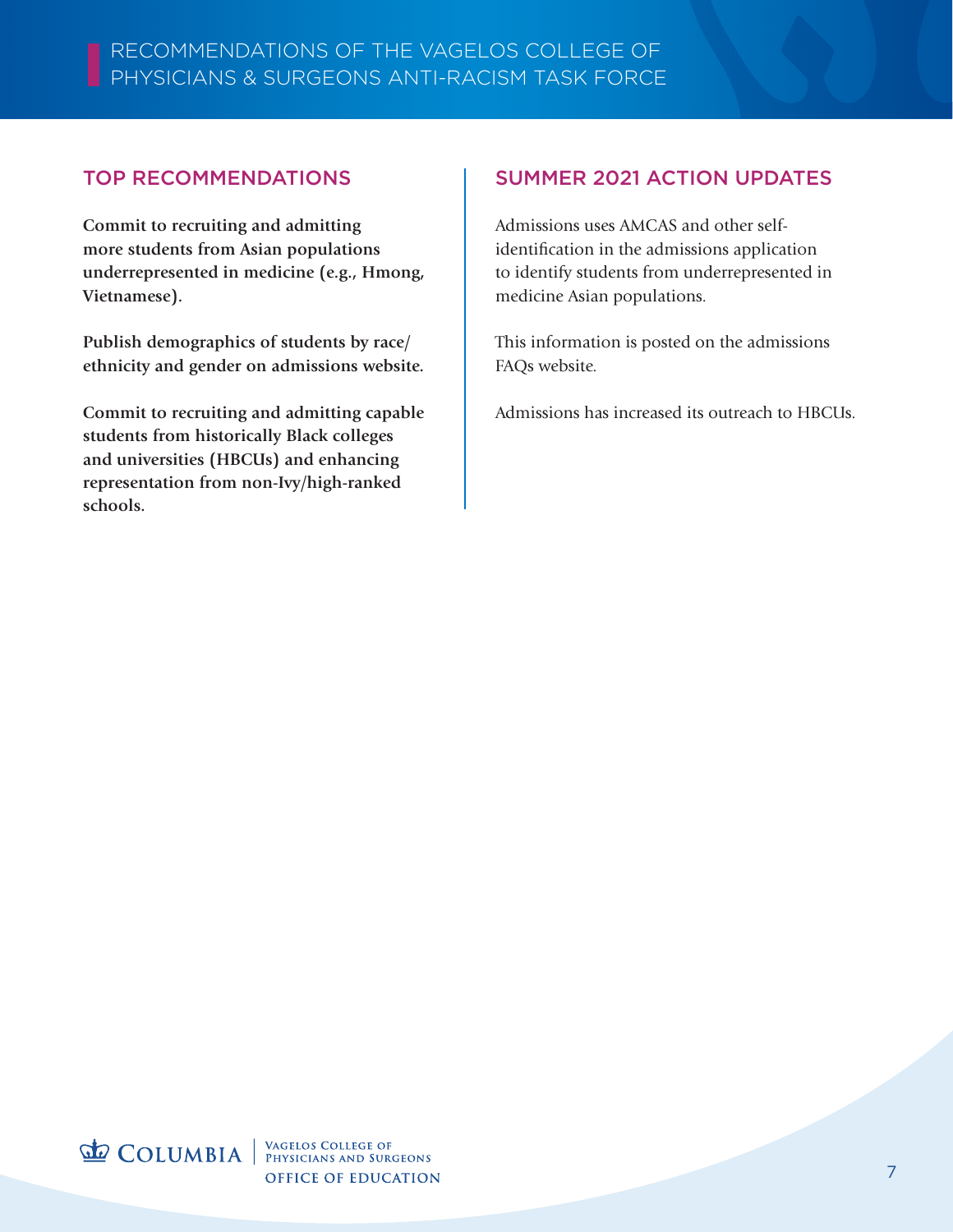# RECOMMENDATIONS OF THE VAGELOS COLLEGE OF PHYSICIANS & SURGEONS ANTI-RACISM TASK FORCE

| TOP RECOMMENDATIONS | SUMMER 2021 ACTION UPDATES |
| --- | --- |
| **Commit to recruiting and admitting more students from Asian populations underrepresented in medicine (e.g., Hmong, Vietnamese).** | Admissions uses AMCAS and other self-identification in the admissions application to identify students from underrepresented in medicine Asian populations. |
| **Publish demographics of students by race/ethnicity and gender on admissions website.** | This information is posted on the admissions FAQs website. |
| **Commit to recruiting and admitting capable students from historically Black colleges and universities (HBCUs) and enhancing representation from non-Ivy/high-ranked schools.** | Admissions has increased its outreach to HBCUs. |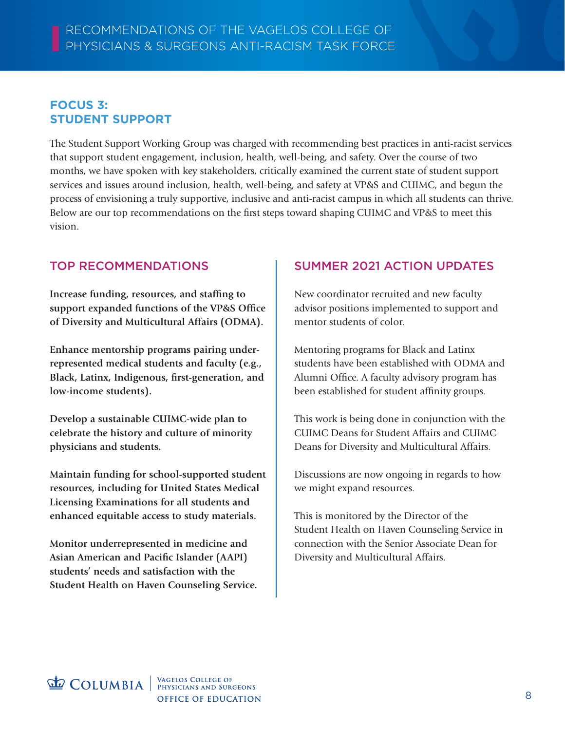## FOCUS 3: STUDENT SUPPORT

The Student Support Working Group was charged with recommending best practices in anti-racist services that support student engagement, inclusion, health, well-being, and safety. Over the course of two months, we have spoken with key stakeholders, critically examined the current state of student support services and issues around inclusion, health, well-being, and safety at VP&S and CUIMC, and begun the process of envisioning a truly supportive, inclusive and anti-racist campus in which all students can thrive. Below are our top recommendations on the first steps toward shaping CUIMC and VP&S to meet this vision.

| TOP RECOMMENDATIONS | SUMMER 2021 ACTION UPDATES |
| --- | --- |
| **Increase funding, resources, and staffing to support expanded functions of the VP&S Office of Diversity and Multicultural Affairs (ODMA).** | New coordinator recruited and new faculty advisor positions implemented to support and mentor students of color. |
| **Enhance mentorship programs pairing underrepresented medical students and faculty (e.g., Black, Latinx, Indigenous, first-generation, and low-income students).** | Mentoring programs for Black and Latinx students have been established with ODMA and Alumni Office. A faculty advisory program has been established for student affinity groups. |
| **Develop a sustainable CUIMC-wide plan to celebrate the history and culture of minority physicians and students.** | This work is being done in conjunction with the CUIMC Deans for Student Affairs and CUIMC Deans for Diversity and Multicultural Affairs. |
| **Maintain funding for school-supported student resources, including for United States Medical Licensing Examinations for all students and enhanced equitable access to study materials.** | Discussions are now ongoing in regards to how we might expand resources. |
| **Monitor underrepresented in medicine and Asian American and Pacific Islander (AAPI) students' needs and satisfaction with the Student Health on Haven Counseling Service.** | This is monitored by the Director of the Student Health on Haven Counseling Service in connection with the Senior Associate Dean for Diversity and Multicultural Affairs. |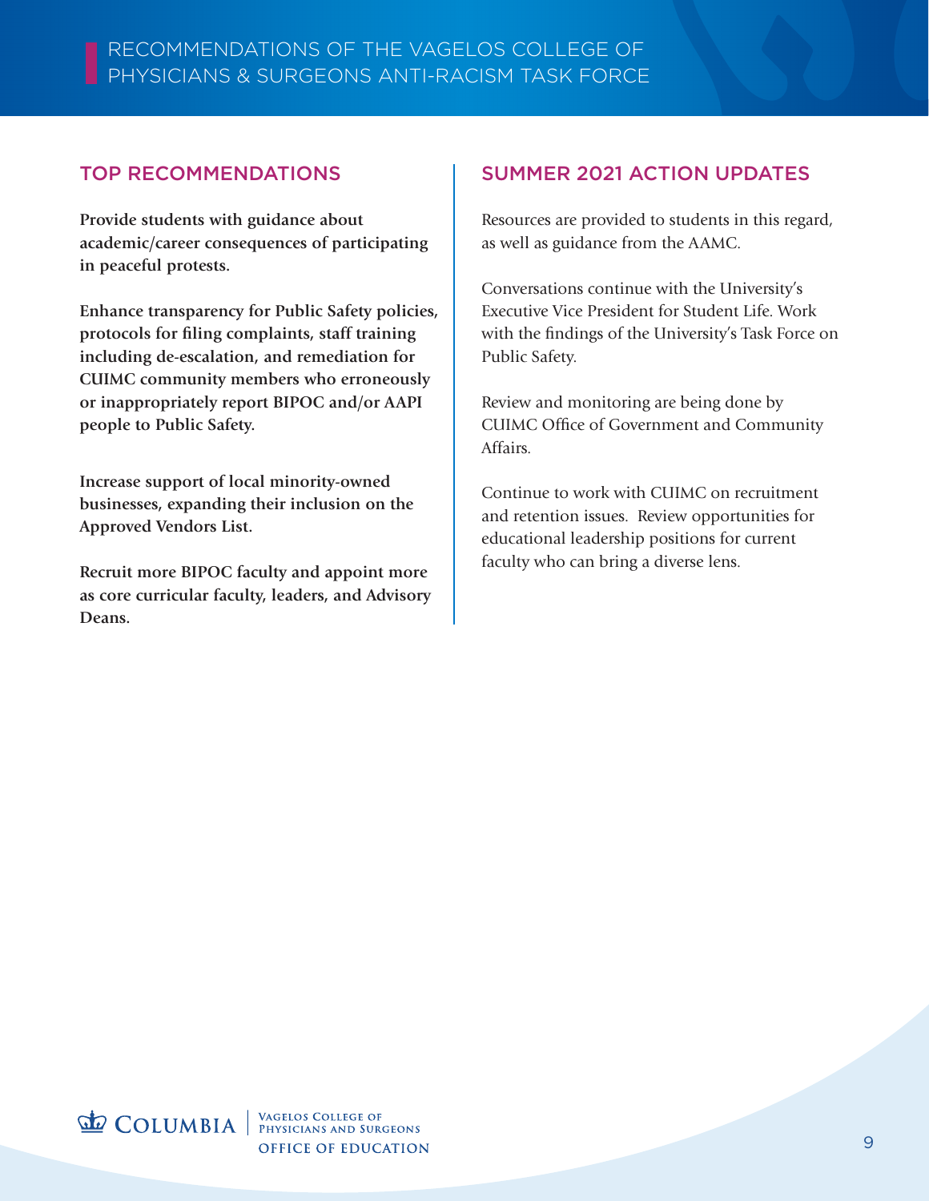# RECOMMENDATIONS OF THE VAGELOS COLLEGE OF PHYSICIANS & SURGEONS ANTI-RACISM TASK FORCE

| TOP RECOMMENDATIONS | SUMMER 2021 ACTION UPDATES |
| --- | --- |
| **Provide students with guidance about academic/career consequences of participating in peaceful protests.** | Resources are provided to students in this regard, as well as guidance from the AAMC. |
| **Enhance transparency for Public Safety policies, protocols for filing complaints, staff training including de-escalation, and remediation for CUIMC community members who erroneously or inappropriately report BIPOC and/or AAPI people to Public Safety.** | Conversations continue with the University's Executive Vice President for Student Life. Work with the findings of the University's Task Force on Public Safety. |
| **Increase support of local minority-owned businesses, expanding their inclusion on the Approved Vendors List.** | Review and monitoring are being done by CUIMC Office of Government and Community Affairs. |
| **Recruit more BIPOC faculty and appoint more as core curricular faculty, leaders, and Advisory Deans.** | Continue to work with CUIMC on recruitment and retention issues. Review opportunities for educational leadership positions for current faculty who can bring a diverse lens. |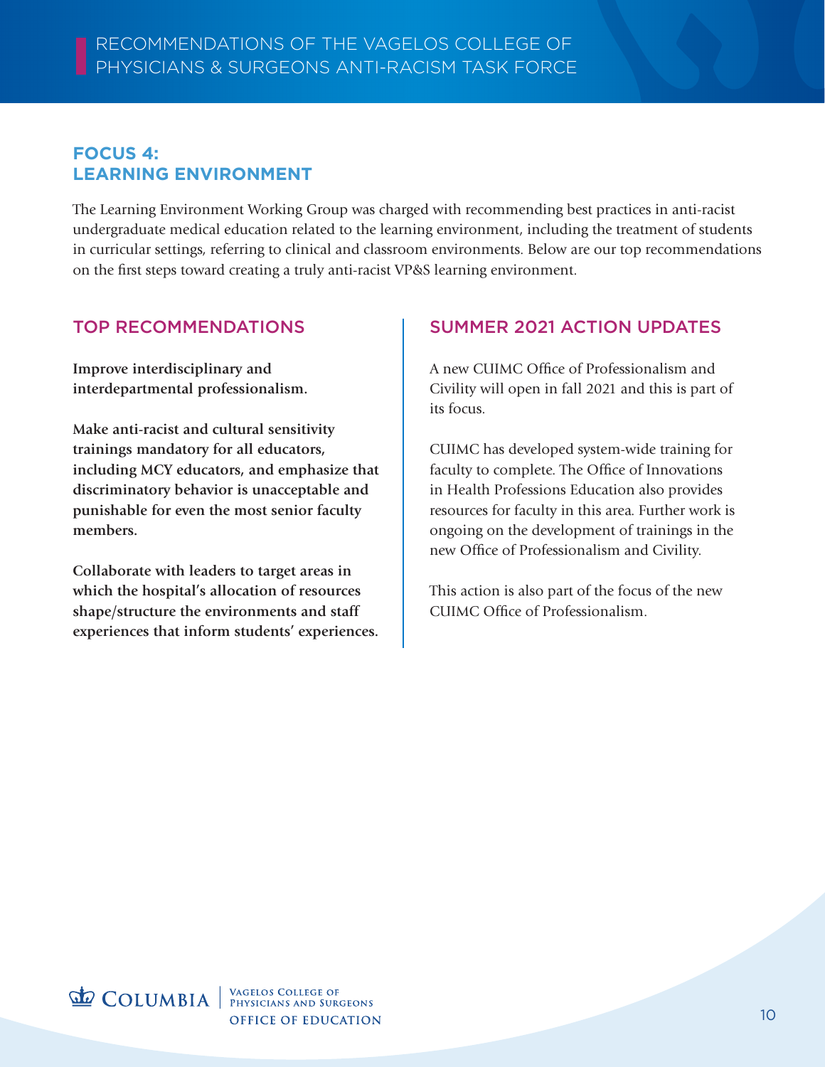## FOCUS 4: LEARNING ENVIRONMENT

The Learning Environment Working Group was charged with recommending best practices in anti-racist undergraduate medical education related to the learning environment, including the treatment of students in curricular settings, referring to clinical and classroom environments. Below are our top recommendations on the first steps toward creating a truly anti-racist VP&S learning environment.

| TOP RECOMMENDATIONS | SUMMER 2021 ACTION UPDATES |
| --- | --- |
| **Improve interdisciplinary and interdepartmental professionalism.** | A new CUIMC Office of Professionalism and Civility will open in fall 2021 and this is part of its focus. |
| **Make anti-racist and cultural sensitivity trainings mandatory for all educators, including MCY educators, and emphasize that discriminatory behavior is unacceptable and punishable for even the most senior faculty members.** | CUIMC has developed system-wide training for faculty to complete. The Office of Innovations in Health Professions Education also provides resources for faculty in this area. Further work is ongoing on the development of trainings in the new Office of Professionalism and Civility. |
| **Collaborate with leaders to target areas in which the hospital's allocation of resources shape/structure the environments and staff experiences that inform students' experiences.** | This action is also part of the focus of the new CUIMC Office of Professionalism. |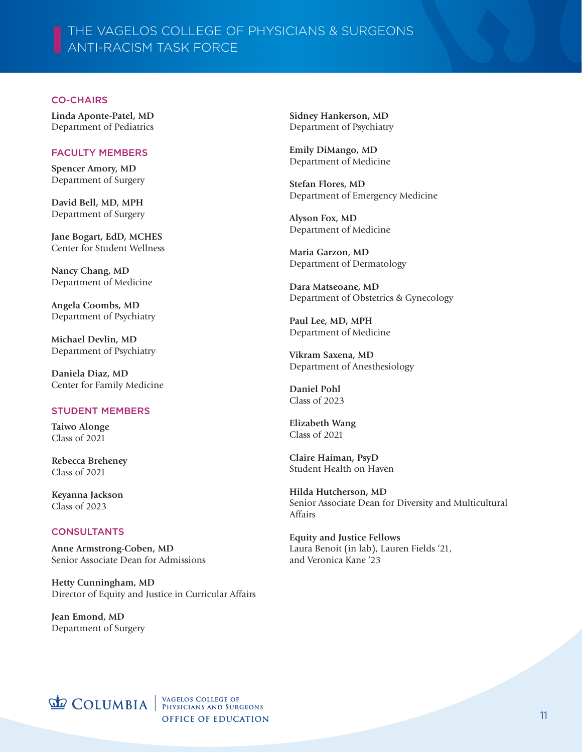# THE VAGELOS COLLEGE OF PHYSICIANS & SURGEONS ANTI-RACISM TASK FORCE

## CO-CHAIRS

**Linda Aponte-Patel, MD**
Department of Pediatrics

**Sidney Hankerson, MD**
Department of Psychiatry

## FACULTY MEMBERS

**Spencer Amory, MD**
Department of Surgery

**David Bell, MD, MPH**
Department of Surgery

**Jane Bogart, EdD, MCHES**
Center for Student Wellness

**Nancy Chang, MD**
Department of Medicine

**Angela Coombs, MD**
Department of Psychiatry

**Michael Devlin, MD**
Department of Psychiatry

**Daniela Diaz, MD**
Center for Family Medicine

**Emily DiMango, MD**
Department of Medicine

**Stefan Flores, MD**
Department of Emergency Medicine

**Alyson Fox, MD**
Department of Medicine

**Maria Garzon, MD**
Department of Dermatology

**Dara Matseoane, MD**
Department of Obstetrics & Gynecology

**Paul Lee, MD, MPH**
Department of Medicine

**Vikram Saxena, MD**
Department of Anesthesiology

## STUDENT MEMBERS

**Taiwo Alonge**
Class of 2021

**Rebecca Breheney**
Class of 2021

**Keyanna Jackson**
Class of 2023

**Daniel Pohl**
Class of 2023

**Elizabeth Wang**
Class of 2021

## CONSULTANTS

**Anne Armstrong-Coben, MD**
Senior Associate Dean for Admissions

**Hetty Cunningham, MD**
Director of Equity and Justice in Curricular Affairs

**Jean Emond, MD**
Department of Surgery

**Claire Haiman, PsyD**
Student Health on Haven

**Hilda Hutcherson, MD**
Senior Associate Dean for Diversity and Multicultural Affairs

**Equity and Justice Fellows**
Laura Benoit (in lab), Lauren Fields '21, and Veronica Kane '23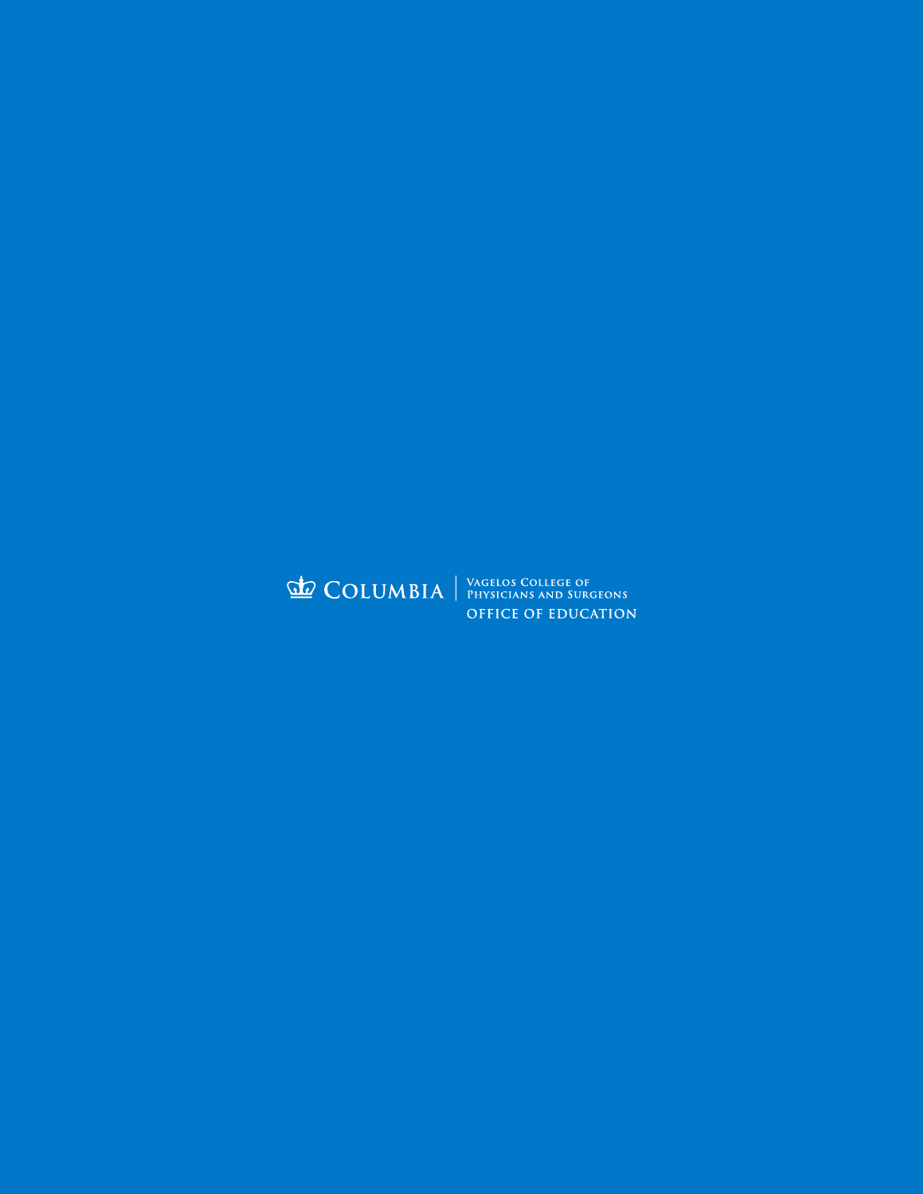COLUMBIA | VAGELOS COLLEGE OF PHYSICIANS AND SURGEONS

OFFICE OF EDUCATION